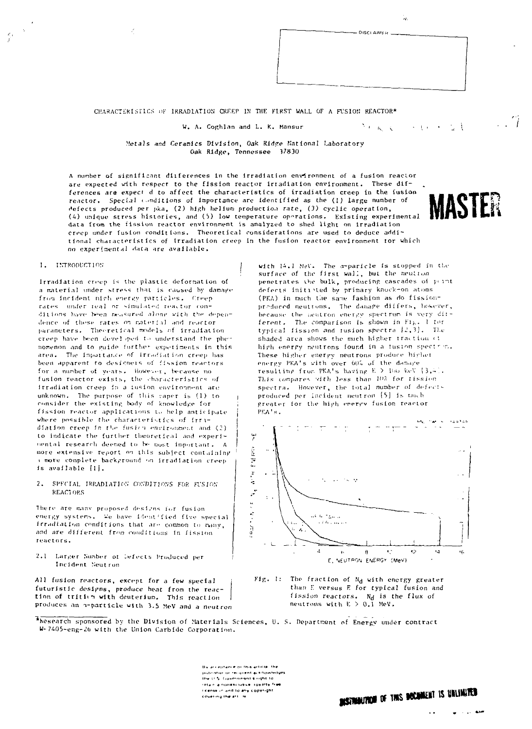# CHARACTERISTICS OF IRRADIATION CREEP IN THE FIRST WALL OF A FUSION REACTOR*

W. A. Coghlan and L. K. Mansur

Metals and Ceramics Division, Oak Ridge National Laboratory
Oak Ridge, Tennessee 37830

A number of significant differences in the irradiation environment of a fusion reactor are expected with respect to the fission reactor irradiation environment. These differences are expected to affect the characteristics of irradiation creep in the fusion reactor. Special conditions of importance are identified as the (1) large number of defects produced per pka, (2) high helium production rate, (3) cyclic operation, (4) unique stress histories, and (5) low temperature operations. Existing experimental data from the fission reactor environment is analyzed to shed light on irradiation creep under fusion conditions. Theoretical considerations are used to deduce additional characteristics of irradiation creep in the fusion reactor environment for which no experimental data are available.

## 1. INTRODUCTION

Irradiation creep is the plastic deformation of a material under stress that is caused by damage from incident high energy particles. Creep rates under real or simulated reactor conditions have been measured along with the dependence of these rates on material and reactor parameters. Theoretical models of irradiation creep have been developed to understand the phenomenon and to guide further experiments in this area. The importance of irradiation creep has been apparent to designers of fission reactors for a number of years. However, because no fusion reactor exists, the characteristics of irradiation creep in a fusion environment are unknown. The purpose of this paper is (1) to consider the existing body of knowledge for fission reactor applications to help anticipate where possible the characteristics of irradiation creep in the fusion environment and (2) to indicate the further theoretical and experimental research deemed to be most important. A more extensive report on this subject containing a more complete background on irradiation creep is available [1].

## 2. SPECIAL IRRADIATION CONDITIONS FOR FUSION REACTORS

There are many proposed designs for fusion energy systems. We have identified five special irradiation conditions that are common to many, and are different from conditions in fission reactors.

### 2.1 Larger Number of Defects Produced per Incident Neutron

All fusion reactors, except for a few special futuristic designs, produce heat from the reaction of tritium with deuterium. This reaction produces an α-particle with 3.5 MeV and a neutron with 14.1 MeV. The α-particle is stopped in the surface of the first wall, but the neutron penetrates the bulk, producing cascades of point defects initiated by primary knock-on atoms (PKA) in much the same fashion as do fission-produced neutrons. The damage differs, however, because the neutron energy spectrum is very different. The comparison is shown in Fig. 1 for typical fission and fusion spectra [2,3]. The shaded area shows the much higher fraction of high energy neutrons found in a fusion spectrum. These higher energy neutrons produce higher energy PKA's with over 60% of the damage resulting from PKA's having E > 100 keV [3,4]. This compares with less than 10% for fission spectra. However, the total number of defects produced per incident neutron [5] is much greater for the high energy fusion reactor PKA's.

E, NEUTRON ENERGY (MeV)

4 6 8 10 12 14 16

Fig. 1: The fraction of $N_d$ with energy greater than E versus E for typical fusion and fission reactors. $N_d$ is the flux of neutrons with E > 0.1 MeV.

*Research sponsored by the Division of Materials Sciences, U. S. Department of Energy under contract W-7405-eng-26 with the Union Carbide Corporation.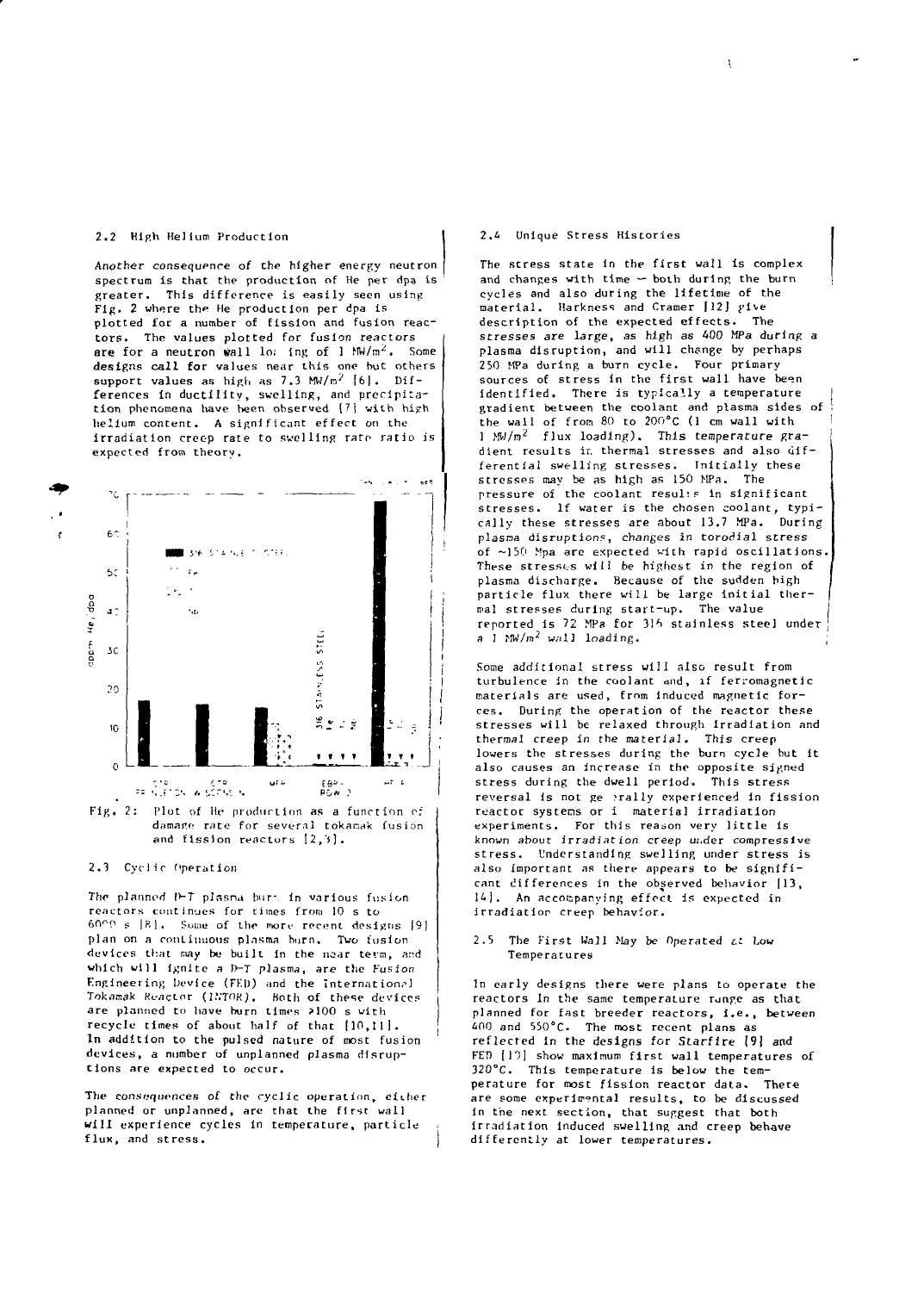## 2.2 High Helium Production

Another consequence of the higher energy neutron spectrum is that the production of He per dpa is greater. This difference is easily seen using Fig. 2 where the He production per dpa is plotted for a number of fission and fusion reactors. The values plotted for fusion reactors are for a neutron wall loading of 1 $MW/m^2$. Some designs call for values near this one but others support values as high as 7.3 $MW/m^2$ [6]. Differences in ductility, swelling, and precipitation phenomena have been observed [7] with high helium content. A significant effect on the irradiation creep rate to swelling rate ratio is expected from theory.

70
60
50
40
30
20
10
0
appm He, dpa
316 STAINLESS STEEL
Fe
Ni
316 STAINLESS STEEL
CTR
CTR
UFR
EBR-II
HFIR
FE NUCLEONICS SOURCE
POW 2

Fig. 2: Plot of He production as a function of damage rate for several tokamak fusion and fission reactors [2,3].

## 2.3 Cyclic Operation

The planned D-T plasma burn in various fusion reactors continues for times from 10 s to 6000 s [8]. Some of the more recent designs [9] plan on a continuous plasma burn. Two fusion devices that may be built in the near term, and which will ignite a D-T plasma, are the Fusion Engineering Device (FED) and the International Tokamak Reactor (INTOR). Both of these devices are planned to have burn times >100 s with recycle times of about half of that [10,11]. In addition to the pulsed nature of most fusion devices, a number of unplanned plasma disruptions are expected to occur.

The consequences of the cyclic operation, either planned or unplanned, are that the first wall will experience cycles in temperature, particle flux, and stress.

## 2.4 Unique Stress Histories

The stress state in the first wall is complex and changes with time — both during the burn cycles and also during the lifetime of the material. Harkness and Cramer [12] give description of the expected effects. The stresses are large, as high as 400 MPa during a plasma disruption, and will change by perhaps 250 MPa during a burn cycle. Four primary sources of stress in the first wall have been identified. There is typically a temperature gradient between the coolant and plasma sides of the wall of from 80 to 200°C (1 cm wall with 1 $MW/m^2$ flux loading). This temperature gradient results in thermal stresses and also differential swelling stresses. Initially these stresses may be as high as 150 MPa. The pressure of the coolant results in significant stresses. If water is the chosen coolant, typically these stresses are about 13.7 MPa. During plasma disruptions, changes in torodial stress of ~150 Mpa are expected with rapid oscillations. These stresses will be highest in the region of plasma discharge. Because of the sudden high particle flux there will be large initial thermal stresses during start-up. The value reported is 72 MPa for 316 stainless steel under a 1 $MW/m^2$ wall loading.

Some additional stress will also result from turbulence in the coolant and, if ferromagnetic materials are used, from induced magnetic forces. During the operation of the reactor these stresses will be relaxed through irradiation and thermal creep in the material. This creep lowers the stresses during the burn cycle but it also causes an increase in the opposite signed stress during the dwell period. This stress reversal is not generally experienced in fission reactor systems or in material irradiation experiments. For this reason very little is known about irradiation creep under compressive stress. Understanding swelling under stress is also important as there appears to be significant differences in the observed behavior [13, 14]. An accompanying effect is expected in irradiation creep behavior.

## 2.5 The First Wall May be Operated at Low Temperatures

In early designs there were plans to operate the reactors in the same temperature range as that planned for fast breeder reactors, i.e., between 400 and 550°C. The most recent plans as reflected in the designs for Starfire [9] and FED [10] show maximum first wall temperatures of 320°C. This temperature is below the temperature for most fission reactor data. There are some experimental results, to be discussed in the next section, that suggest that both irradiation induced swelling and creep behave differently at lower temperatures.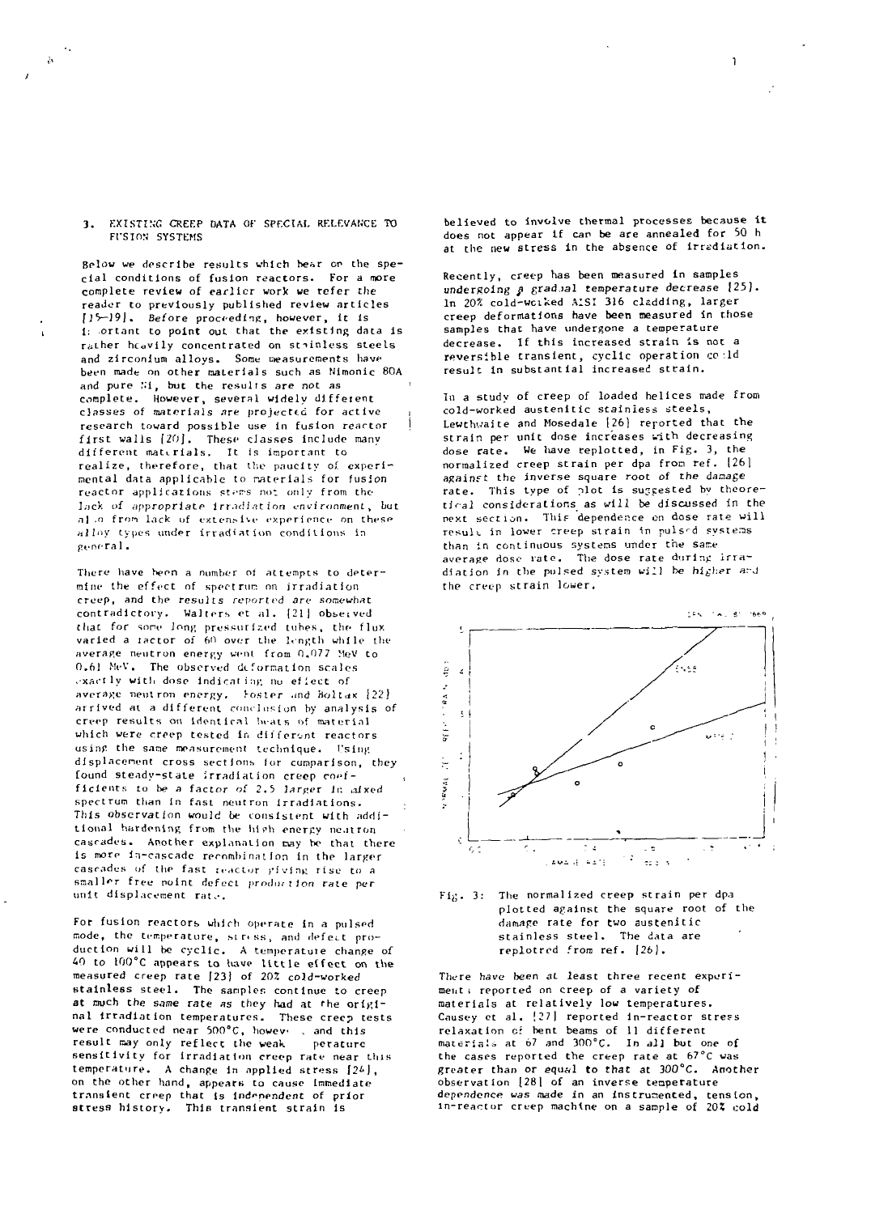## 3. EXISTING CREEP DATA OF SPECIAL RELEVANCE TO FUSION SYSTEMS

Below we describe results which bear on the special conditions of fusion reactors. For a more complete review of earlier work we refer the reader to previously published review articles [15–19]. Before proceeding, however, it is important to point out that the existing data is rather heavily concentrated on stainless steels and zirconium alloys. Some measurements have been made on other materials such as Nimonic 80A and pure Ni, but the results are not as complete. However, several widely different classes of materials are projected for active research toward possible use in fusion reactor first walls [20]. These classes include many different materials. It is important to realize, therefore, that the paucity of experimental data applicable to materials for fusion reactor applications stems not only from the lack of appropriate irradiation environment, but also from lack of extensive experience on these alloy types under irradiation conditions in general.

There have been a number of attempts to determine the effect of spectrum on irradiation creep, and the results reported are somewhat contradictory. Walters et al. [21] observed that for some long pressurized tubes, the flux varied a factor of 60 over the length while the average neutron energy went from 0.077 MeV to 0.61 MeV. The observed deformation scales exactly with dose indicating no effect of average neutron energy. Foster and Boltax [22] arrived at a different conclusion by analysis of creep results on identical heats of material which were creep tested in different reactors using the same measurement technique. Using displacement cross sections for comparison, they found steady-state irradiation creep coefficients to be a factor of 2.5 larger in mixed spectrum than in fast neutron irradiations. This observation would be consistent with additional hardening from the high energy neutron cascades. Another explanation may be that there is more in-cascade recombination in the larger cascades of the fast reactor giving rise to a smaller free point defect production rate per unit displacement rate.

For fusion reactors which operate in a pulsed mode, the temperature, stress, and defect production will be cyclic. A temperature change of 40 to 100°C appears to have little effect on the measured creep rate [23] of 20% cold-worked stainless steel. The samples continue to creep at much the same rate as they had at the original irradiation temperatures. These creep tests were conducted near 500°C, however, and this result may only reflect the weak temperature sensitivity for irradiation creep rate near this temperature. A change in applied stress [24], on the other hand, appears to cause immediate transient creep that is independent of prior stress history. This transient strain is believed to involve thermal processes because it does not appear if can be are annealed for 50 h at the new stress in the absence of irradiation.

Recently, creep has been measured in samples undergoing a gradual temperature decrease [25]. In 20% cold-worked AISI 316 cladding, larger creep deformations have been measured in those samples that have undergone a temperature decrease. If this increased strain is not a reversible transient, cyclic operation could result in substantial increased strain.

In a study of creep of loaded helices made from cold-worked austenitic stainless steels, Lewthwaite and Mosedale [26] reported that the strain per unit dose increases with decreasing dose rate. We have replotted, in Fig. 3, the normalized creep strain per dpa from ref. [26] against the inverse square root of the damage rate. This type of plot is suggested by theoretical considerations as will be discussed in the next section. This dependence on dose rate will result in lower creep strain in pulsed systems than in continuous systems under the same average dose rate. The dose rate during irradiation in the pulsed system will be higher and the creep strain lower.

Fig. 3: The normalized creep strain per dpa plotted against the square root of the damage rate for two austenitic stainless steel. The data are replotted from ref. [26].

There have been at least three recent experiments reported on creep of a variety of materials at relatively low temperatures. Causey et al. [27] reported in-reactor stress relaxation of bent beams of 11 different materials at 67 and 300°C. In all but one of the cases reported the creep rate at 67°C was greater than or equal to that at 300°C. Another observation [28] of an inverse temperature dependence was made in an instrumented, tension, in-reactor creep machine on a sample of 20% cold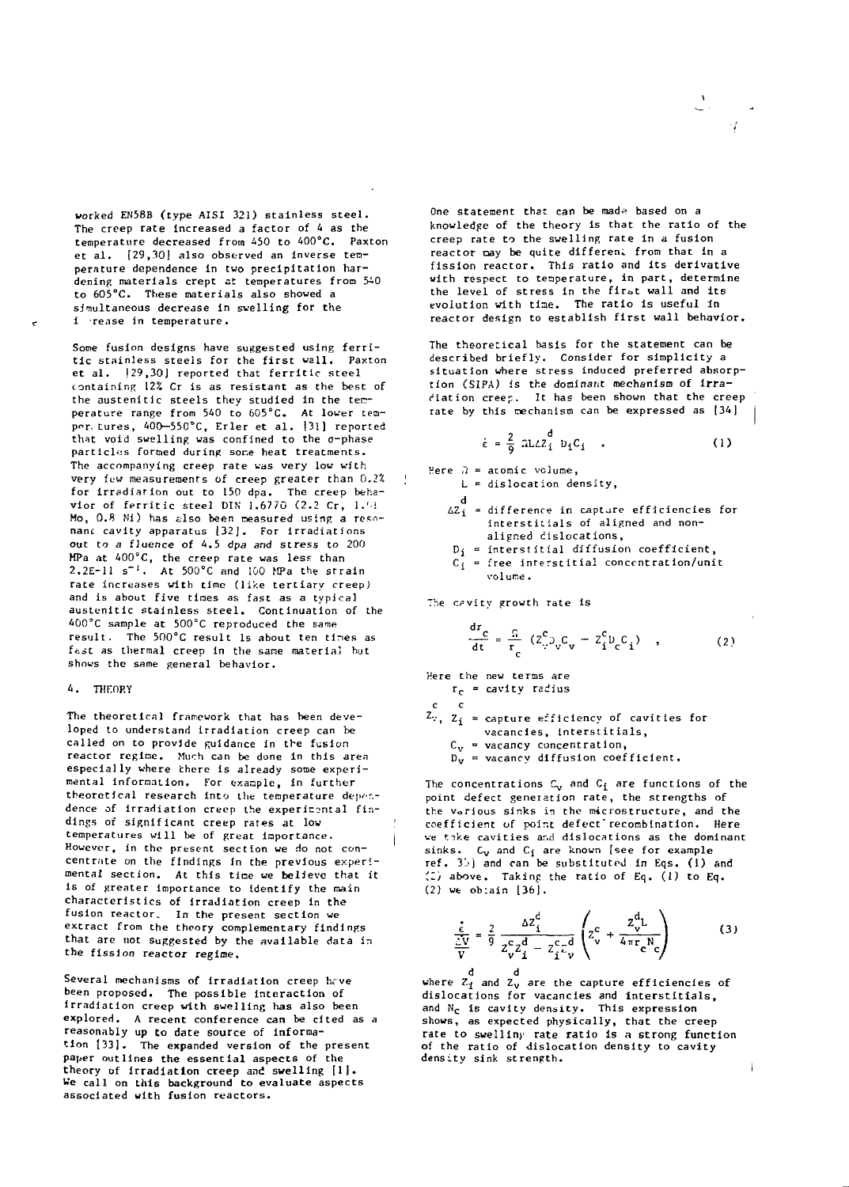worked EN58B (type AISI 321) stainless steel. The creep rate increased a factor of 4 as the temperature decreased from 450 to 400°C. Paxton et al. [29,30] also observed an inverse temperature dependence in two precipitation hardening materials crept at temperatures from 540 to 605°C. These materials also showed a simultaneous decrease in swelling for the increase in temperature.

Some fusion designs have suggested using ferritic stainless steels for the first wall. Paxton et al. [29,30] reported that ferritic steel containing 12% Cr is as resistant as the best of the austenitic steels they studied in the temperature range from 540 to 605°C. At lower temperatures, 400–550°C, Erler et al. [31] reported that void swelling was confined to the σ-phase particles formed during some heat treatments. The accompanying creep rate was very low with very few measurements of creep greater than 0.2% for irradiation out to 150 dpa. The creep behavior of ferritic steel DIN 1.6770 (2.2 Cr, 1.0 Mo, 0.8 Ni) has also been measured using a resonant cavity apparatus [32]. For irradiations out to a fluence of 4.5 dpa and stress to 200 MPa at 400°C, the creep rate was less than 2.2E-11 $s^{-1}$. At 500°C and 100 MPa the strain rate increases with time (like tertiary creep) and is about five times as fast as a typical austenitic stainless steel. Continuation of the 400°C sample at 500°C reproduced the same result. The 500°C result is about ten times as fast as thermal creep in the same material but shows the same general behavior.

## 4. THEORY

The theoretical framework that has been developed to understand irradiation creep can be called on to provide guidance in the fusion reactor regime. Much can be done in this area especially where there is already some experimental information. For example, in further theoretical research into the temperature dependence of irradiation creep the experimental findings of significant creep rates at low temperatures will be of great importance. However, in the present section we do not concentrate on the findings in the previous experimental section. At this time we believe that it is of greater importance to identify the main characteristics of irradiation creep in the fusion reactor. In the present section we extract from the theory complementary findings that are not suggested by the available data in the fission reactor regime.

Several mechanisms of irradiation creep have been proposed. The possible interaction of irradiation creep with swelling has also been explored. A recent conference can be cited as a reasonably up to date source of information [33]. The expanded version of the present paper outlines the essential aspects of the theory of irradiation creep and swelling [1]. We call on this background to evaluate aspects associated with fusion reactors.

One statement that can be made based on a knowledge of the theory is that the ratio of the creep rate to the swelling rate in a fusion reactor may be quite different from that in a fission reactor. This ratio and its derivative with respect to temperature, in part, determine the level of stress in the first wall and its evolution with time. The ratio is useful in reactor design to establish first wall behavior.

The theoretical basis for the statement can be described briefly. Consider for simplicity a situation where stress induced preferred absorption (SIPA) is the dominant mechanism of irradiation creep. It has been shown that the creep rate by this mechanism can be expressed as [34]

$$\dot{\varepsilon} = \frac{2}{9}\,\Omega L \Delta Z_i^d\, D_i C_i \quad . \tag{1}$$

Here $\Omega$ = atomic volume,
$L$ = dislocation density,
$\Delta Z_i^d$ = difference in capture efficiencies for interstitials of aligned and non-aligned dislocations,
$D_i$ = interstitial diffusion coefficient,
$C_i$ = free interstitial concentration/unit volume.

The cavity growth rate is

$$\frac{dr_c}{dt} = \frac{\Omega}{r_c}\left(Z_v^c D_v C_v - Z_i^c D_c C_i\right) \quad , \tag{2}$$

Here the new terms are
$r_c$ = cavity radius
$Z_v^c$, $Z_i^c$ = capture efficiency of cavities for vacancies, interstitials,
$C_v$ = vacancy concentration,
$D_v$ = vacancy diffusion coefficient.

The concentrations $C_v$ and $C_i$ are functions of the point defect generation rate, the strengths of the various sinks in the microstructure, and the coefficient of point defect recombination. Here we take cavities and dislocations as the dominant sinks. $C_v$ and $C_i$ are known (see for example ref. 35) and can be substituted in Eqs. (1) and (2) above. Taking the ratio of Eq. (1) to Eq. (2) we obtain [36].

$$\frac{\dot{\varepsilon}}{\frac{\dot{\Delta V}}{V}} = \frac{2}{9}\,\frac{\Delta Z_i^d}{Z_v^c Z_i^d - Z_i^c Z_v^d}\left(Z_v^c + \frac{Z_v^d L}{4\pi r_c N_c}\right) \tag{3}$$

where $Z_i^d$ and $Z_v^d$ are the capture efficiencies of dislocations for vacancies and interstitials, and $N_c$ is cavity density. This expression shows, as expected physically, that the creep rate to swelling rate ratio is a strong function of the ratio of dislocation density to cavity density sink strength.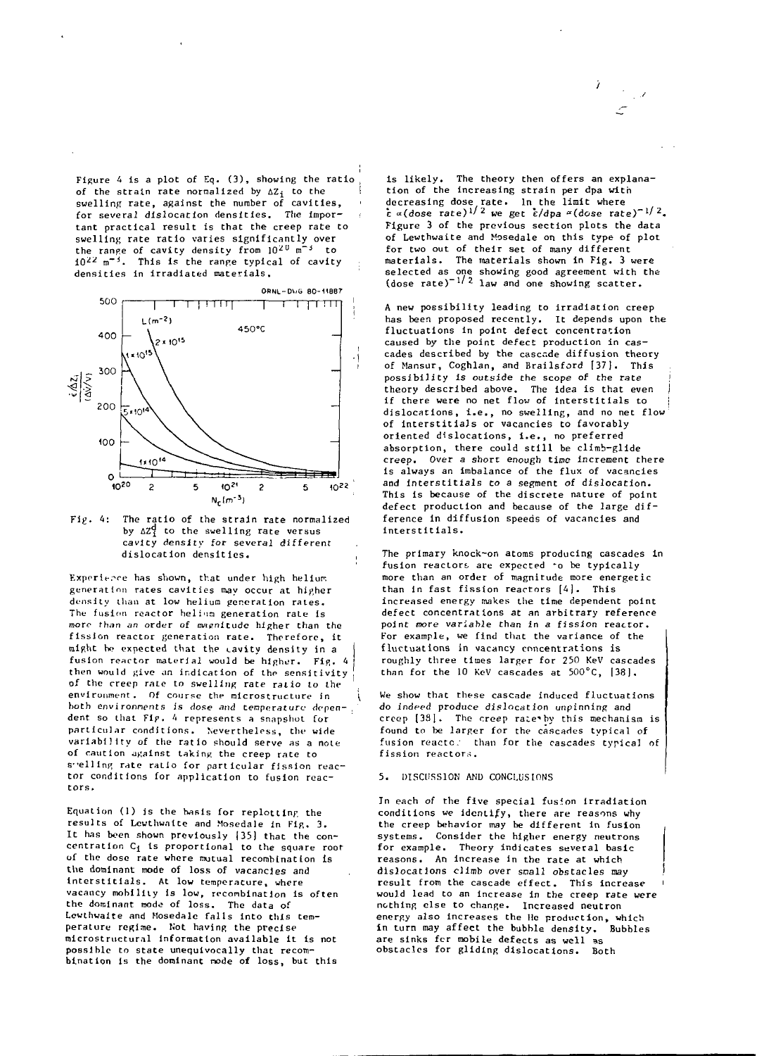Figure 4 is a plot of Eq. (3), showing the ratio of the strain rate normalized by $\Delta Z_i$ to the swelling rate, against the number of cavities, for several dislocation densities. The important practical result is that the creep rate to swelling rate ratio varies significantly over the range of cavity density from $10^{20}$ m$^{-3}$ to $10^{22}$ m$^{-3}$. This is the range typical of cavity densities in irradiated materials.

ORNL-DWG 80-11887

450°C

L(m$^{-2}$)

2×10$^{15}$

1×10$^{15}$

5×10$^{14}$

1×10$^{14}$

$\frac{\dot{\epsilon}/\Delta Z_i}{(\dot{\Delta V}/V)}$

500

400

300

200

100

0

$10^{20}$ 2 5 $10^{21}$ 2 5 $10^{22}$

$N_c$(m$^{-3}$)

Fig. 4: The ratio of the strain rate normalized by $\Delta Z_i^d$ to the swelling rate versus cavity density for several different dislocation densities.

Experience has shown, that under high helium generation rates cavities may occur at higher density than at low helium generation rates. The fusion reactor helium generation rate is more than an order of magnitude higher than the fission reactor generation rate. Therefore, it might be expected that the cavity density in a fusion reactor material would be higher. Fig. 4 then would give an indication of the sensitivity of the creep rate to swelling rate ratio to the environment. Of course the microstructure in both environments is dose and temperature dependent so that Fig. 4 represents a snapshot for particular conditions. Nevertheless, the wide variability of the ratio should serve as a note of caution against taking the creep rate to swelling rate ratio for particular fission reactor conditions for application to fusion reactors.

Equation (1) is the basis for replotting the results of Lewthwaite and Mosedale in Fig. 3. It has been shown previously [35] that the concentration $C_i$ is proportional to the square root of the dose rate where mutual recombination is the dominant mode of loss of vacancies and interstitials. At low temperature, where vacancy mobility is low, recombination is often the dominant mode of loss. The data of Lewthwaite and Mosedale falls into this temperature regime. Not having the precise microstructural information available it is not possible to state unequivocally that recombination is the dominant mode of loss, but this is likely. The theory then offers an explanation of the increasing strain per dpa with decreasing dose rate. In the limit where $\dot{\epsilon} \propto (\text{dose rate})^{1/2}$ we get $\dot{\epsilon}/\text{dpa} \propto (\text{dose rate})^{-1/2}$. Figure 3 of the previous section plots the data of Lewthwaite and Mosedale on this type of plot for two out of their set of many different materials. The materials shown in Fig. 3 were selected as one showing good agreement with the $(\text{dose rate})^{-1/2}$ law and one showing scatter.

A new possibility leading to irradiation creep has been proposed recently. It depends upon the fluctuations in point defect concentration caused by the point defect production in cascades described by the cascade diffusion theory of Mansur, Coghlan, and Brailsford [37]. This possibility is outside the scope of the rate theory described above. The idea is that even if there were no net flow of interstitials to dislocations, i.e., no swelling, and no net flow of interstitials or vacancies to favorably oriented dislocations, i.e., no preferred absorption, there could still be climb-glide creep. Over a short enough time increment there is always an imbalance of the flux of vacancies and interstitials to a segment of dislocation. This is because of the discrete nature of point defect production and because of the large difference in diffusion speeds of vacancies and interstitials.

The primary knock-on atoms producing cascades in fusion reactors are expected to be typically more than an order of magnitude more energetic than in fast fission reactors [4]. This increased energy makes the time dependent point defect concentrations at an arbitrary reference point more variable than in a fission reactor. For example, we find that the variance of the fluctuations in vacancy concentrations is roughly three times larger for 250 KeV cascades than for the 10 KeV cascades at 500°C, [38].

We show that these cascade induced fluctuations do indeed produce dislocation unpinning and creep [38]. The creep rate by this mechanism is found to be larger for the cascades typical of fusion reactors than for the cascades typical of fission reactors.

## 5. DISCUSSION AND CONCLUSIONS

In each of the five special fusion irradiation conditions we identify, there are reasons why the creep behavior may be different in fusion systems. Consider the higher energy neutrons for example. Theory indicates several basic reasons. An increase in the rate at which dislocations climb over small obstacles may result from the cascade effect. This increase would lead to an increase in the creep rate were nothing else to change. Increased neutron energy also increases the He production, which in turn may affect the bubble density. Bubbles are sinks for mobile defects as well as obstacles for gliding dislocations. Both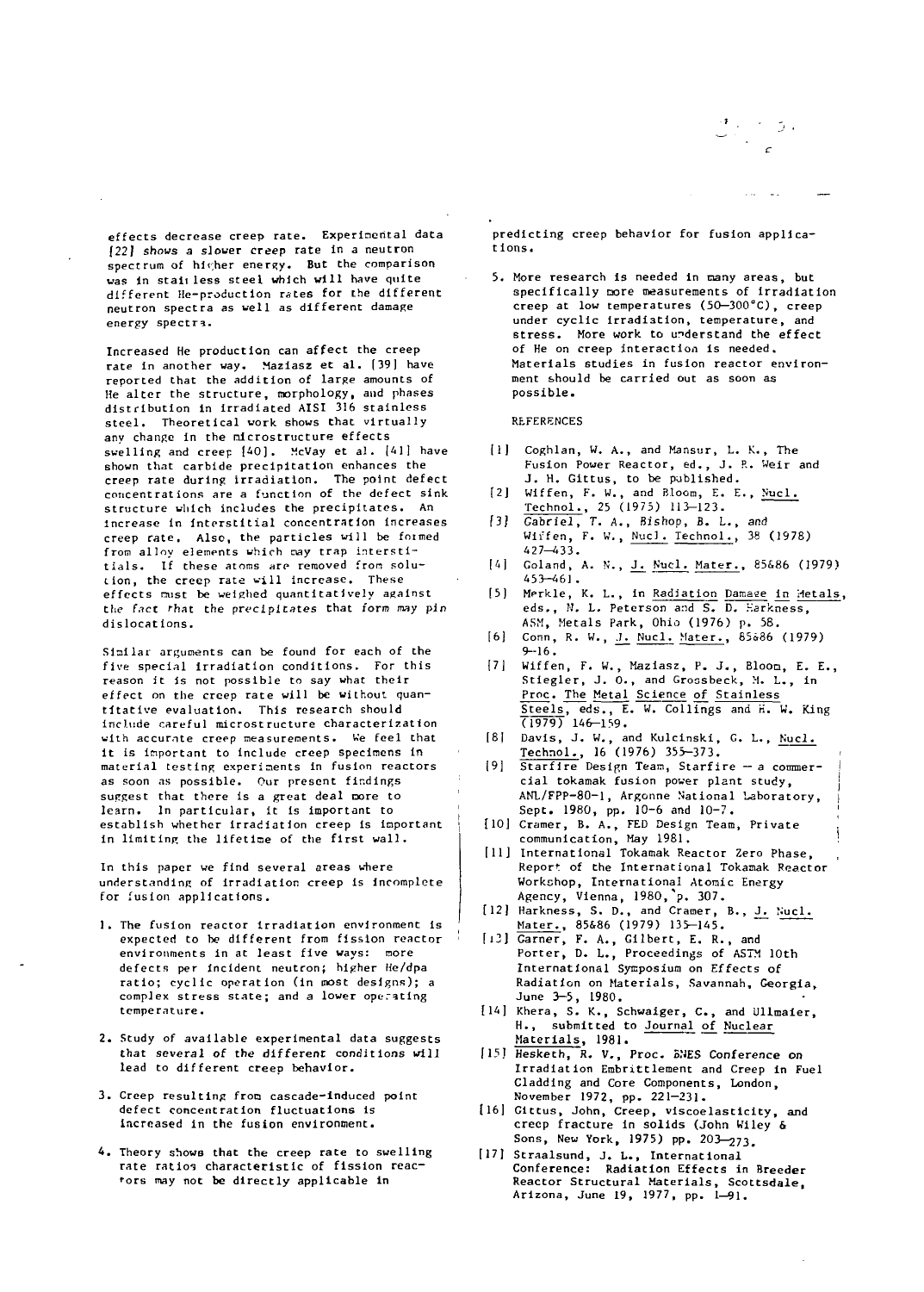effects decrease creep rate. Experimental data [22] shows a slower creep rate in a neutron spectrum of higher energy. But the comparison was in stainless steel which will have quite different He-production rates for the different neutron spectra as well as different damage energy spectra.

Increased He production can affect the creep rate in another way. Maziasz et al. [39] have reported that the addition of large amounts of He alter the structure, morphology, and phases distribution in irradiated AISI 316 stainless steel. Theoretical work shows that virtually any change in the microstructure effects swelling and creep [40]. McVay et al. [41] have shown that carbide precipitation enhances the creep rate during irradiation. The point defect concentrations are a function of the defect sink structure which includes the precipitates. An increase in interstitial concentration increases creep rate. Also, the particles will be formed from alloy elements which may trap interstitials. If these atoms are removed from solution, the creep rate will increase. These effects must be weighed quantitatively against the fact that the precipitates that form may pin dislocations.

Similar arguments can be found for each of the five special irradiation conditions. For this reason it is not possible to say what their effect on the creep rate will be without quantitative evaluation. This research should include careful microstructure characterization with accurate creep measurements. We feel that it is important to include creep specimens in material testing experiments in fusion reactors as soon as possible. Our present findings suggest that there is a great deal more to learn. In particular, it is important to establish whether irradiation creep is important in limiting the lifetime of the first wall.

In this paper we find several areas where understanding of irradiation creep is incomplete for fusion applications.

1. The fusion reactor irradiation environment is expected to be different from fission reactor environments in at least five ways: more defects per incident neutron; higher He/dpa ratio; cyclic operation (in most designs); a complex stress state; and a lower operating temperature.

2. Study of available experimental data suggests that several of the different conditions will lead to different creep behavior.

3. Creep resulting from cascade-induced point defect concentration fluctuations is increased in the fusion environment.

4. Theory shows that the creep rate to swelling rate ratios characteristic of fission reactors may not be directly applicable in predicting creep behavior for fusion applications.

5. More research is needed in many areas, but specifically more measurements of irradiation creep at low temperatures (50–300°C), creep under cyclic irradiation, temperature, and stress. More work to understand the effect of He on creep interaction is needed. Materials studies in fusion reactor environment should be carried out as soon as possible.

## REFERENCES

[1] Coghlan, W. A., and Mansur, L. K., The Fusion Power Reactor, ed., J. R. Weir and J. H. Gittus, to be published.

[2] Wiffen, F. W., and Bloom, E. E., Nucl. Technol., 25 (1975) 113–123.

[3] Gabriel, T. A., Bishop, B. L., and Wiffen, F. W., Nucl. Technol., 38 (1978) 427–433.

[4] Goland, A. N., J. Nucl. Mater., 85&86 (1979) 453–461.

[5] Merkle, K. L., in Radiation Damage in Metals, eds., N. L. Peterson and S. D. Harkness, ASM, Metals Park, Ohio (1976) p. 58.

[6] Conn, R. W., J. Nucl. Mater., 85&86 (1979) 9–16.

[7] Wiffen, F. W., Maziasz, P. J., Bloom, E. E., Stiegler, J. O., and Grossbeck, M. L., in Proc. The Metal Science of Stainless Steels, eds., E. W. Collings and H. W. King (1979) 146–159.

[8] Davis, J. W., and Kulcinski, G. L., Nucl. Technol., 16 (1976) 355–373.

[9] Starfire Design Team, Starfire – a commercial tokamak fusion power plant study, ANL/FPP-80-1, Argonne National Laboratory, Sept. 1980, pp. 10-6 and 10-7.

[10] Cramer, B. A., FED Design Team, Private communication, May 1981.

[11] International Tokamak Reactor Zero Phase, Report of the International Tokamak Reactor Workshop, International Atomic Energy Agency, Vienna, 1980, p. 307.

[12] Harkness, S. D., and Cramer, B., J. Nucl. Mater., 85&86 (1979) 135–145.

[13] Garner, F. A., Gilbert, E. R., and Porter, D. L., Proceedings of ASTM 10th International Symposium on Effects of Radiation on Materials, Savannah, Georgia, June 3–5, 1980.

[14] Khera, S. K., Schwaiger, C., and Ullmaier, H., submitted to Journal of Nuclear Materials, 1981.

[15] Hesketh, R. V., Proc. BNES Conference on Irradiation Embrittlement and Creep in Fuel Cladding and Core Components, London, November 1972, pp. 221–231.

[16] Gittus, John, Creep, viscoelasticity, and creep fracture in solids (John Wiley & Sons, New York, 1975) pp. 203–273.

[17] Straalsund, J. L., International Conference: Radiation Effects in Breeder Reactor Structural Materials, Scottsdale, Arizona, June 19, 1977, pp. 1–91.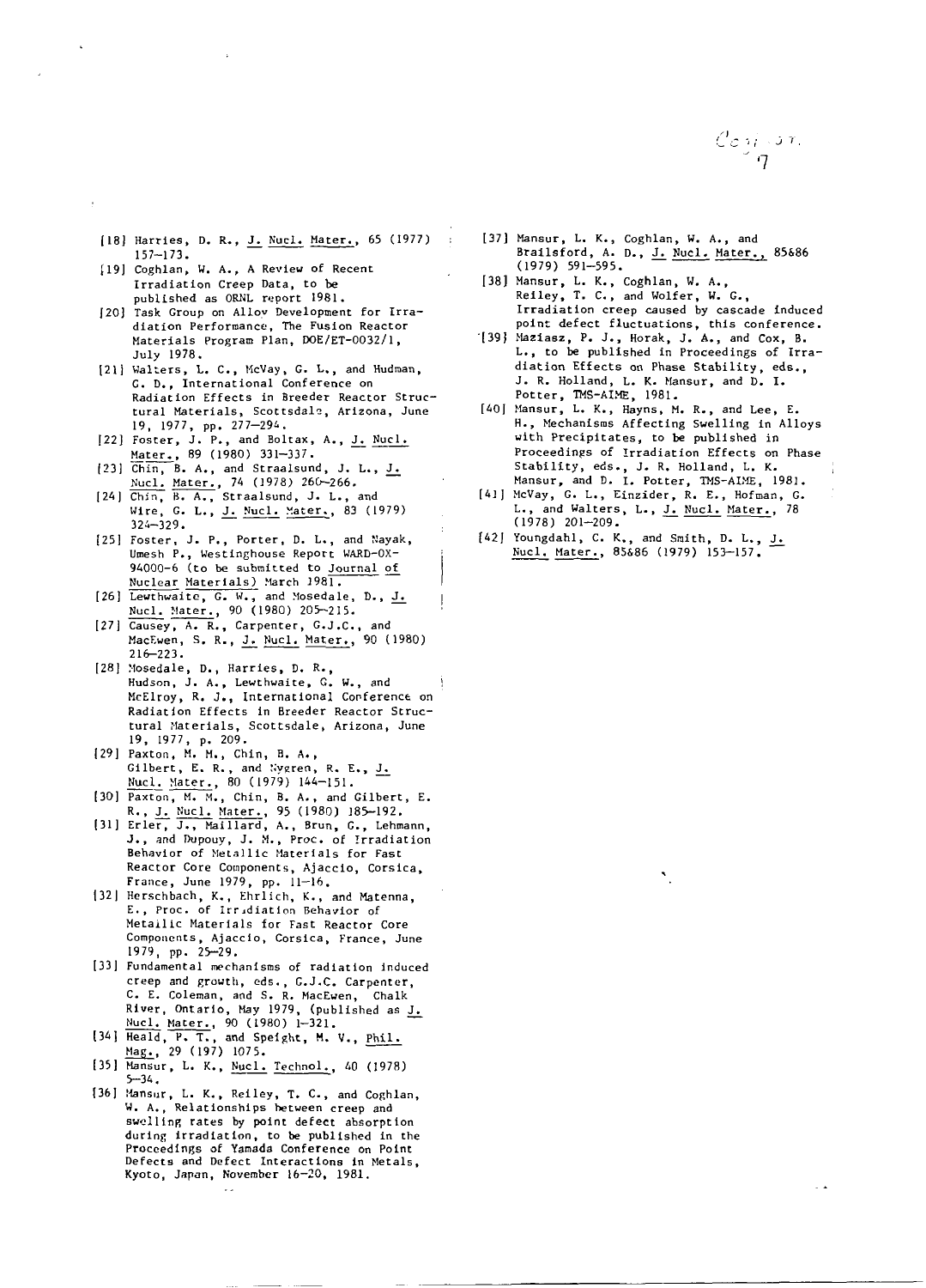[18] Harries, D. R., J. Nucl. Mater., 65 (1977) 157–173.

[19] Coghlan, W. A., A Review of Recent Irradiation Creep Data, to be published as ORNL report 1981.

[20] Task Group on Alloy Development for Irradiation Performance, The Fusion Reactor Materials Program Plan, DOE/ET-0032/1, July 1978.

[21] Walters, L. C., McVay, G. L., and Hudman, G. D., International Conference on Radiation Effects in Breeder Reactor Structural Materials, Scottsdale, Arizona, June 19, 1977, pp. 277–294.

[22] Foster, J. P., and Boltax, A., J. Nucl. Mater., 89 (1980) 331–337.

[23] Chin, B. A., and Straalsund, J. L., J. Nucl. Mater., 74 (1978) 260–266.

[24] Chin, B. A., Straalsund, J. L., and Wire, G. L., J. Nucl. Mater., 83 (1979) 324–329.

[25] Foster, J. P., Porter, D. L., and Nayak, Umesh P., Westinghouse Report WARD-OX-94000-6 (to be submitted to Journal of Nuclear Materials) March 1981.

[26] Lewthwaite, G. W., and Mosedale, D., J. Nucl. Mater., 90 (1980) 205–215.

[27] Causey, A. R., Carpenter, G.J.C., and MacEwen, S. R., J. Nucl. Mater., 90 (1980) 216–223.

[28] Mosedale, D., Harries, D. R., Hudson, J. A., Lewthwaite, G. W., and McElroy, R. J., International Conference on Radiation Effects in Breeder Reactor Structural Materials, Scottsdale, Arizona, June 19, 1977, p. 209.

[29] Paxton, M. M., Chin, B. A., Gilbert, E. R., and Nygren, R. E., J. Nucl. Mater., 80 (1979) 144–151.

[30] Paxton, M. M., Chin, B. A., and Gilbert, E. R., J. Nucl. Mater., 95 (1980) 185–192.

[31] Erler, J., Maillard, A., Brun, G., Lehmann, J., and Dupouy, J. M., Proc. of Irradiation Behavior of Metallic Materials for Fast Reactor Core Components, Ajaccio, Corsica, France, June 1979, pp. 11–16.

[32] Herschbach, K., Ehrlich, K., and Matenna, E., Proc. of Irradiation Behavior of Metallic Materials for Fast Reactor Core Components, Ajaccio, Corsica, France, June 1979, pp. 25–29.

[33] Fundamental mechanisms of radiation induced creep and growth, eds., G.J.C. Carpenter, C. E. Coleman, and S. R. MacEwen, Chalk River, Ontario, May 1979, (published as J. Nucl. Mater., 90 (1980) 1–321.

[34] Heald, P. T., and Speight, M. V., Phil. Mag., 29 (197) 1075.

[35] Mansur, L. K., Nucl. Technol., 40 (1978) 5–34.

[36] Mansur, L. K., Reiley, T. C., and Coghlan, W. A., Relationships between creep and swelling rates by point defect absorption during irradiation, to be published in the Proceedings of Yamada Conference on Point Defects and Defect Interactions in Metals, Kyoto, Japan, November 16–20, 1981.

[37] Mansur, L. K., Coghlan, W. A., and Brailsford, A. D., J. Nucl. Mater., 85&86 (1979) 591–595.

[38] Mansur, L. K., Coghlan, W. A., Reiley, T. C., and Wolfer, W. G., Irradiation creep caused by cascade induced point defect fluctuations, this conference.

[39] Maziasz, P. J., Horak, J. A., and Cox, B. L., to be published in Proceedings of Irradiation Effects on Phase Stability, eds., J. R. Holland, L. K. Mansur, and D. I. Potter, TMS-AIME, 1981.

[40] Mansur, L. K., Hayns, M. R., and Lee, E. H., Mechanisms Affecting Swelling in Alloys with Precipitates, to be published in Proceedings of Irradiation Effects on Phase Stability, eds., J. R. Holland, L. K. Mansur, and D. I. Potter, TMS-AIME, 1981.

[41] McVay, G. L., Einzider, R. E., Hofman, G. L., and Walters, L., J. Nucl. Mater., 78 (1978) 201–209.

[42] Youngdahl, C. K., and Smith, D. L., J. Nucl. Mater., 85&86 (1979) 153–157.